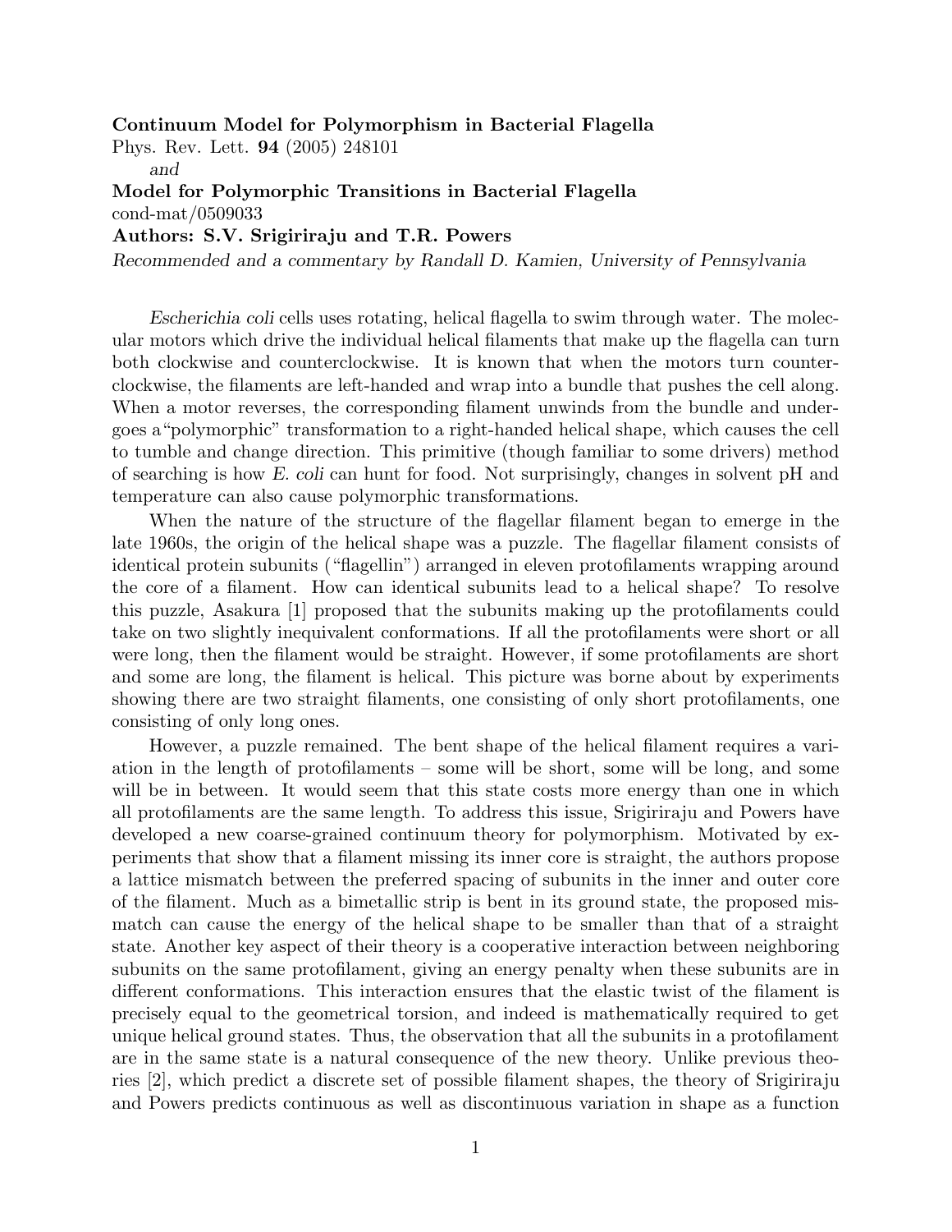**Continuum Model for Polymorphism in Bacterial Flagella**
Phys. Rev. Lett. **94** (2005) 248101
*and*
**Model for Polymorphic Transitions in Bacterial Flagella**
cond-mat/0509033
**Authors: S.V. Srigiriraju and T.R. Powers**
*Recommended and a commentary by Randall D. Kamien, University of Pennsylvania*

*Escherichia coli* cells uses rotating, helical flagella to swim through water. The molecular motors which drive the individual helical filaments that make up the flagella can turn both clockwise and counterclockwise. It is known that when the motors turn counterclockwise, the filaments are left-handed and wrap into a bundle that pushes the cell along. When a motor reverses, the corresponding filament unwinds from the bundle and undergoes a"polymorphic" transformation to a right-handed helical shape, which causes the cell to tumble and change direction. This primitive (though familiar to some drivers) method of searching is how *E. coli* can hunt for food. Not surprisingly, changes in solvent pH and temperature can also cause polymorphic transformations.

When the nature of the structure of the flagellar filament began to emerge in the late 1960s, the origin of the helical shape was a puzzle. The flagellar filament consists of identical protein subunits ("flagellin") arranged in eleven protofilaments wrapping around the core of a filament. How can identical subunits lead to a helical shape? To resolve this puzzle, Asakura [1] proposed that the subunits making up the protofilaments could take on two slightly inequivalent conformations. If all the protofilaments were short or all were long, then the filament would be straight. However, if some protofilaments are short and some are long, the filament is helical. This picture was borne about by experiments showing there are two straight filaments, one consisting of only short protofilaments, one consisting of only long ones.

However, a puzzle remained. The bent shape of the helical filament requires a variation in the length of protofilaments – some will be short, some will be long, and some will be in between. It would seem that this state costs more energy than one in which all protofilaments are the same length. To address this issue, Srigiriraju and Powers have developed a new coarse-grained continuum theory for polymorphism. Motivated by experiments that show that a filament missing its inner core is straight, the authors propose a lattice mismatch between the preferred spacing of subunits in the inner and outer core of the filament. Much as a bimetallic strip is bent in its ground state, the proposed mismatch can cause the energy of the helical shape to be smaller than that of a straight state. Another key aspect of their theory is a cooperative interaction between neighboring subunits on the same protofilament, giving an energy penalty when these subunits are in different conformations. This interaction ensures that the elastic twist of the filament is precisely equal to the geometrical torsion, and indeed is mathematically required to get unique helical ground states. Thus, the observation that all the subunits in a protofilament are in the same state is a natural consequence of the new theory. Unlike previous theories [2], which predict a discrete set of possible filament shapes, the theory of Srigiriraju and Powers predicts continuous as well as discontinuous variation in shape as a function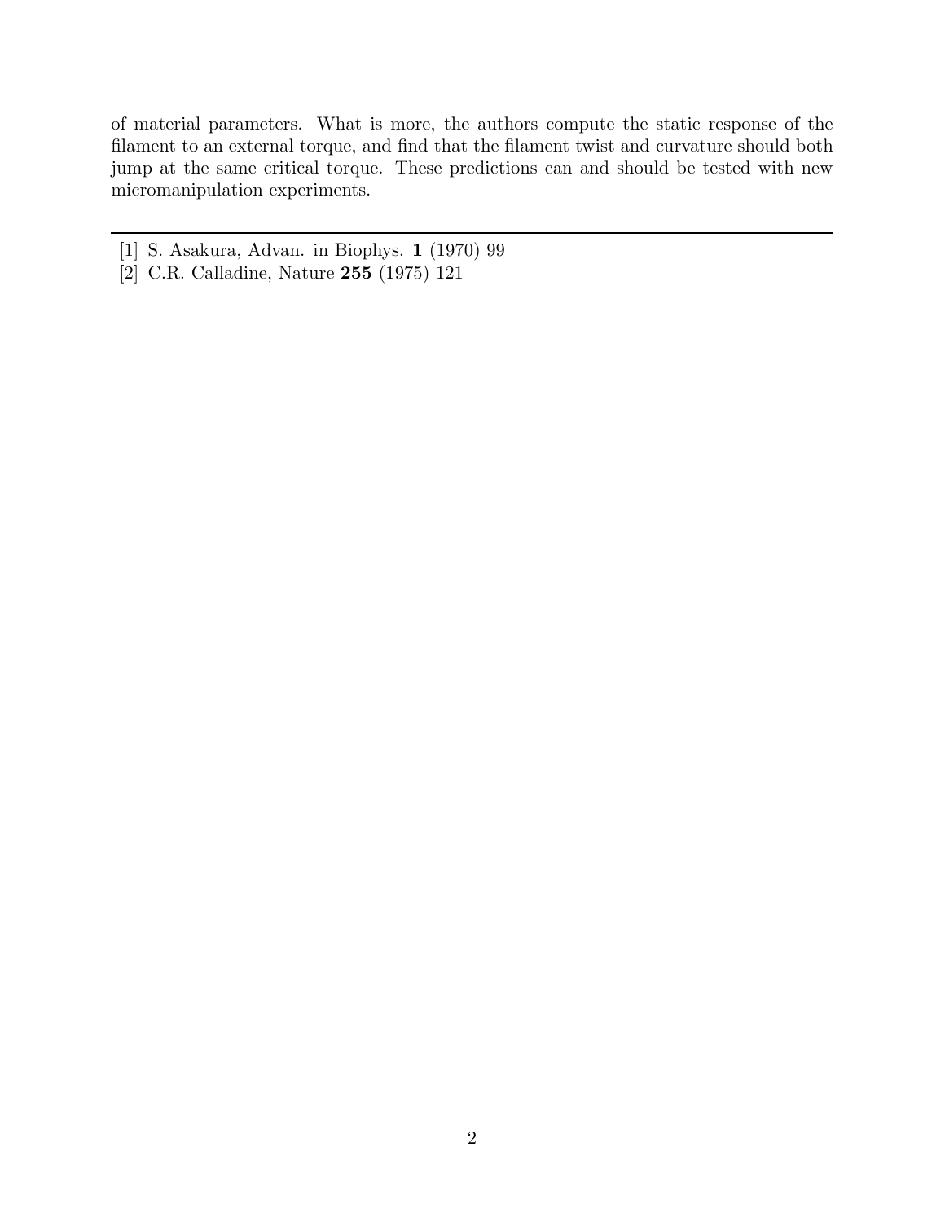of material parameters. What is more, the authors compute the static response of the filament to an external torque, and find that the filament twist and curvature should both jump at the same critical torque. These predictions can and should be tested with new micromanipulation experiments.

---

[1] S. Asakura, Advan. in Biophys. **1** (1970) 99

[2] C.R. Calladine, Nature **255** (1975) 121